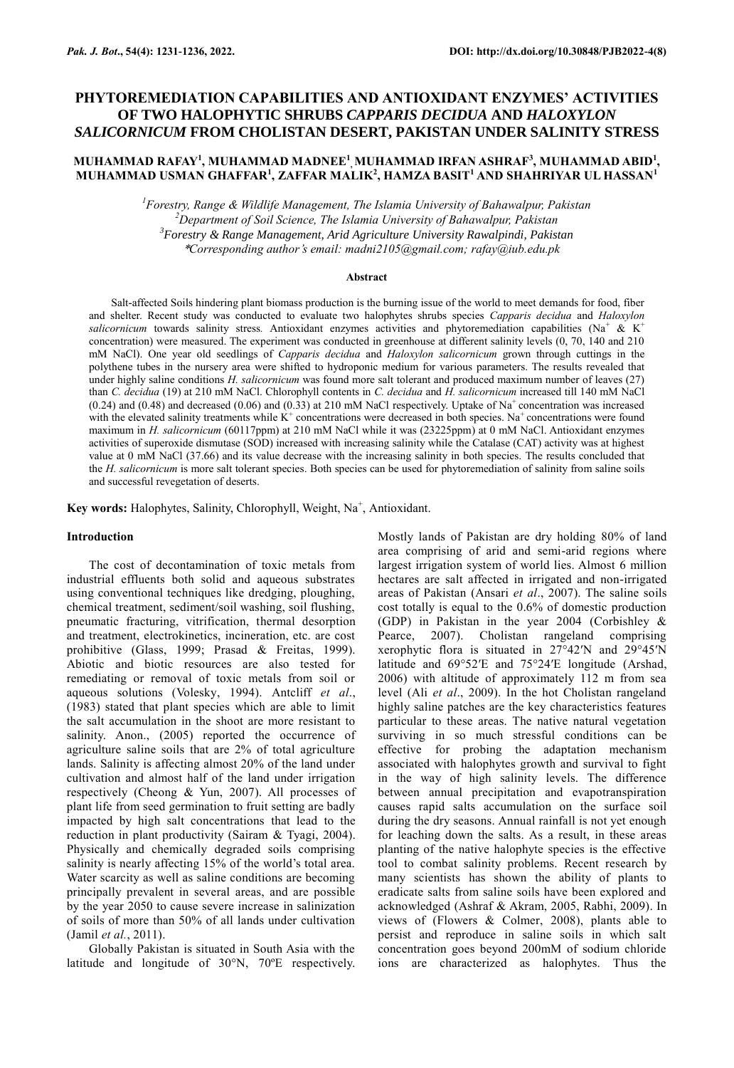# PHYTOREMEDIATION CAPABILITIES AND ANTIOXIDANT ENZYMES' ACTIVITIES OF TWO HALOPHYTIC SHRUBS *CAPPARIS DECIDUA* AND *HALOXYLON SALICORNICUM* FROM CHOLISTAN DESERT, PAKISTAN UNDER SALINITY STRESS

**MUHAMMAD RAFAY[1], MUHAMMAD MADNEE[1], MUHAMMAD IRFAN ASHRAF[3], MUHAMMAD ABID[1], MUHAMMAD USMAN GHAFFAR[1], ZAFFAR MALIK[2], HAMZA BASIT[1] AND SHAHRIYAR UL HASSAN[1]**

[1]*Forestry, Range & Wildlife Management, The Islamia University of Bahawalpur, Pakistan*
[2]*Department of Soil Science, The Islamia University of Bahawalpur, Pakistan*
[3]*Forestry & Range Management, Arid Agriculture University Rawalpindi, Pakistan*
*\*Corresponding author's email: madni2105@gmail.com; rafay@iub.edu.pk*

### Abstract

Salt-affected Soils hindering plant biomass production is the burning issue of the world to meet demands for food, fiber and shelter. Recent study was conducted to evaluate two halophytes shrubs species *Capparis decidua* and *Haloxylon salicornicum* towards salinity stress. Antioxidant enzymes activities and phytoremediation capabilities ($Na^+$ & $K^+$ concentration) were measured. The experiment was conducted in greenhouse at different salinity levels (0, 70, 140 and 210 mM NaCl). One year old seedlings of *Capparis decidua* and *Haloxylon salicornicum* grown through cuttings in the polythene tubes in the nursery area were shifted to hydroponic medium for various parameters. The results revealed that under highly saline conditions *H. salicornicum* was found more salt tolerant and produced maximum number of leaves (27) than *C. decidua* (19) at 210 mM NaCl. Chlorophyll contents in *C. decidua* and *H. salicornicum* increased till 140 mM NaCl (0.24) and (0.48) and decreased (0.06) and (0.33) at 210 mM NaCl respectively. Uptake of $Na^+$ concentration was increased with the elevated salinity treatments while $K^+$ concentrations were decreased in both species. $Na^+$ concentrations were found maximum in *H. salicornicum* (60117ppm) at 210 mM NaCl while it was (23225ppm) at 0 mM NaCl. Antioxidant enzymes activities of superoxide dismutase (SOD) increased with increasing salinity while the Catalase (CAT) activity was at highest value at 0 mM NaCl (37.66) and its value decrease with the increasing salinity in both species. The results concluded that the *H. salicornicum* is more salt tolerant species. Both species can be used for phytoremediation of salinity from saline soils and successful revegetation of deserts.

**Key words:** Halophytes, Salinity, Chlorophyll, Weight, $Na^+$, Antioxidant.

## Introduction

The cost of decontamination of toxic metals from industrial effluents both solid and aqueous substrates using conventional techniques like dredging, ploughing, chemical treatment, sediment/soil washing, soil flushing, pneumatic fracturing, vitrification, thermal desorption and treatment, electrokinetics, incineration, etc. are cost prohibitive (Glass, 1999; Prasad & Freitas, 1999). Abiotic and biotic resources are also tested for remediating or removal of toxic metals from soil or aqueous solutions (Volesky, 1994). Antcliff *et al*., (1983) stated that plant species which are able to limit the salt accumulation in the shoot are more resistant to salinity. Anon., (2005) reported the occurrence of agriculture saline soils that are 2% of total agriculture lands. Salinity is affecting almost 20% of the land under cultivation and almost half of the land under irrigation respectively (Cheong & Yun, 2007). All processes of plant life from seed germination to fruit setting are badly impacted by high salt concentrations that lead to the reduction in plant productivity (Sairam & Tyagi, 2004). Physically and chemically degraded soils comprising salinity is nearly affecting 15% of the world's total area. Water scarcity as well as saline conditions are becoming principally prevalent in several areas, and are possible by the year 2050 to cause severe increase in salinization of soils of more than 50% of all lands under cultivation (Jamil *et al.*, 2011).

Globally Pakistan is situated in South Asia with the latitude and longitude of 30°N, 70ºE respectively. Mostly lands of Pakistan are dry holding 80% of land area comprising of arid and semi-arid regions where largest irrigation system of world lies. Almost 6 million hectares are salt affected in irrigated and non-irrigated areas of Pakistan (Ansari *et al*., 2007). The saline soils cost totally is equal to the 0.6% of domestic production (GDP) in Pakistan in the year 2004 (Corbishley & Pearce, 2007). Cholistan rangeland comprising xerophytic flora is situated in 27°42′N and 29°45′N latitude and 69°52′E and 75°24′E longitude (Arshad, 2006) with altitude of approximately 112 m from sea level (Ali *et al*., 2009). In the hot Cholistan rangeland highly saline patches are the key characteristics features particular to these areas. The native natural vegetation surviving in so much stressful conditions can be effective for probing the adaptation mechanism associated with halophytes growth and survival to fight in the way of high salinity levels. The difference between annual precipitation and evapotranspiration causes rapid salts accumulation on the surface soil during the dry seasons. Annual rainfall is not yet enough for leaching down the salts. As a result, in these areas planting of the native halophyte species is the effective tool to combat salinity problems. Recent research by many scientists has shown the ability of plants to eradicate salts from saline soils have been explored and acknowledged (Ashraf & Akram, 2005, Rabhi, 2009). In views of (Flowers & Colmer, 2008), plants able to persist and reproduce in saline soils in which salt concentration goes beyond 200mM of sodium chloride ions are characterized as halophytes. Thus the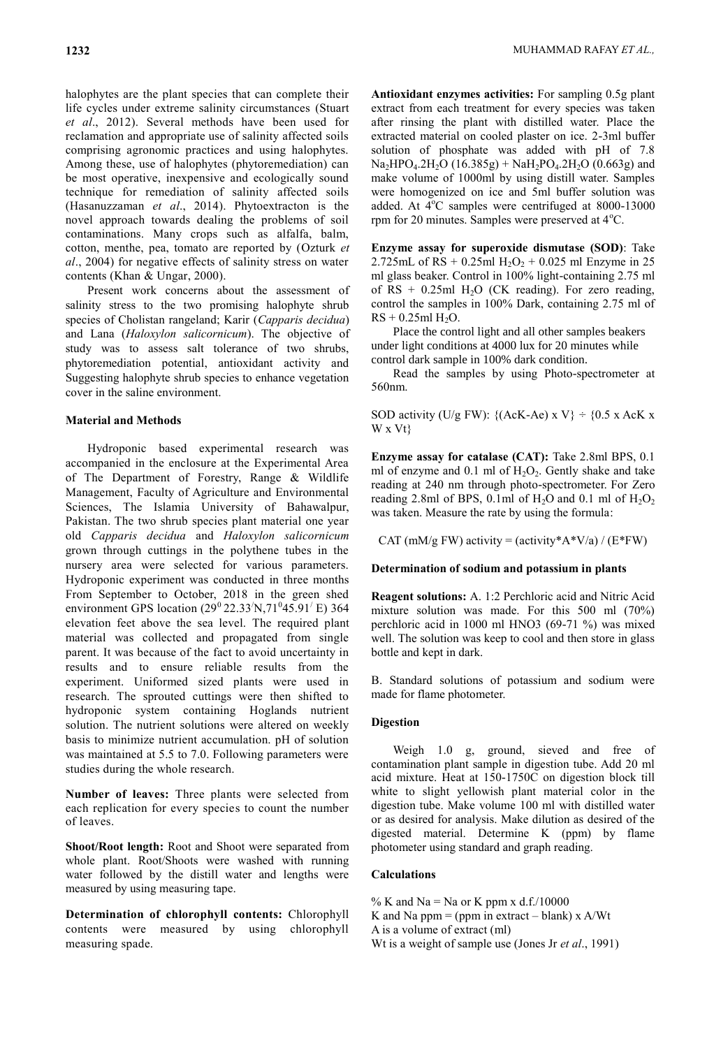halophytes are the plant species that can complete their life cycles under extreme salinity circumstances (Stuart *et al*., 2012). Several methods have been used for reclamation and appropriate use of salinity affected soils comprising agronomic practices and using halophytes. Among these, use of halophytes (phytoremediation) can be most operative, inexpensive and ecologically sound technique for remediation of salinity affected soils (Hasanuzzaman *et al*., 2014). Phytoextracton is the novel approach towards dealing the problems of soil contaminations. Many crops such as alfalfa, balm, cotton, menthe, pea, tomato are reported by (Ozturk *et al*., 2004) for negative effects of salinity stress on water contents (Khan & Ungar, 2000).

Present work concerns about the assessment of salinity stress to the two promising halophyte shrub species of Cholistan rangeland; Karir (*Capparis decidua*) and Lana (*Haloxylon salicornicum*). The objective of study was to assess salt tolerance of two shrubs, phytoremediation potential, antioxidant activity and Suggesting halophyte shrub species to enhance vegetation cover in the saline environment.

## Material and Methods

Hydroponic based experimental research was accompanied in the enclosure at the Experimental Area of The Department of Forestry, Range & Wildlife Management, Faculty of Agriculture and Environmental Sciences, The Islamia University of Bahawalpur, Pakistan. The two shrub species plant material one year old *Capparis decidua* and *Haloxylon salicornicum* grown through cuttings in the polythene tubes in the nursery area were selected for various parameters. Hydroponic experiment was conducted in three months From September to October, 2018 in the green shed environment GPS location ($29^0$ $22.33^/$N,$71^0$$45.91^/$ E) 364 elevation feet above the sea level. The required plant material was collected and propagated from single parent. It was because of the fact to avoid uncertainty in results and to ensure reliable results from the experiment. Uniformed sized plants were used in research. The sprouted cuttings were then shifted to hydroponic system containing Hoglands nutrient solution. The nutrient solutions were altered on weekly basis to minimize nutrient accumulation. pH of solution was maintained at 5.5 to 7.0. Following parameters were studies during the whole research.

**Number of leaves:** Three plants were selected from each replication for every species to count the number of leaves.

**Shoot/Root length:** Root and Shoot were separated from whole plant. Root/Shoots were washed with running water followed by the distill water and lengths were measured by using measuring tape.

**Determination of chlorophyll contents:** Chlorophyll contents were measured by using chlorophyll measuring spade.

**Antioxidant enzymes activities:** For sampling 0.5g plant extract from each treatment for every species was taken after rinsing the plant with distilled water. Place the extracted material on cooled plaster on ice. 2-3ml buffer solution of phosphate was added with pH of 7.8 $Na_2HPO_4.2H_2O$ (16.385g) + $NaH_2PO_4.2H_2O$ (0.663g) and make volume of 1000ml by using distill water. Samples were homogenized on ice and 5ml buffer solution was added. At $4^oC$ samples were centrifuged at 8000-13000 rpm for 20 minutes. Samples were preserved at $4^oC$.

**Enzyme assay for superoxide dismutase (SOD)**: Take 2.725mL of RS + 0.25ml $H_2O_2$ + 0.025 ml Enzyme in 25 ml glass beaker. Control in 100% light-containing 2.75 ml of RS + 0.25ml $H_2O$ (CK reading). For zero reading, control the samples in 100% Dark, containing 2.75 ml of RS + 0.25ml $H_2O$.

Place the control light and all other samples beakers under light conditions at 4000 lux for 20 minutes while control dark sample in 100% dark condition.

Read the samples by using Photo-spectrometer at 560nm.

SOD activity (U/g FW): {(AcK-Ae) x V} ÷ {0.5 x AcK x W x Vt}

**Enzyme assay for catalase (CAT):** Take 2.8ml BPS, 0.1 ml of enzyme and 0.1 ml of $H_2O_2$. Gently shake and take reading at 240 nm through photo-spectrometer. For Zero reading 2.8ml of BPS, 0.1ml of $H_2O$ and 0.1 ml of $H_2O_2$ was taken. Measure the rate by using the formula:

CAT (mM/g FW) activity = (activity*A*V/a) / (E*FW)

### Determination of sodium and potassium in plants

**Reagent solutions:** A. 1:2 Perchloric acid and Nitric Acid mixture solution was made. For this 500 ml (70%) perchloric acid in 1000 ml HNO3 (69-71 %) was mixed well. The solution was keep to cool and then store in glass bottle and kept in dark.

B. Standard solutions of potassium and sodium were made for flame photometer.

### Digestion

Weigh 1.0 g, ground, sieved and free of contamination plant sample in digestion tube. Add 20 ml acid mixture. Heat at 150-1750C on digestion block till white to slight yellowish plant material color in the digestion tube. Make volume 100 ml with distilled water or as desired for analysis. Make dilution as desired of the digested material. Determine K (ppm) by flame photometer using standard and graph reading.

### Calculations

% K and Na = Na or K ppm x d.f./10000
K and Na ppm = (ppm in extract – blank) x A/Wt
A is a volume of extract (ml)
Wt is a weight of sample use (Jones Jr *et al*., 1991)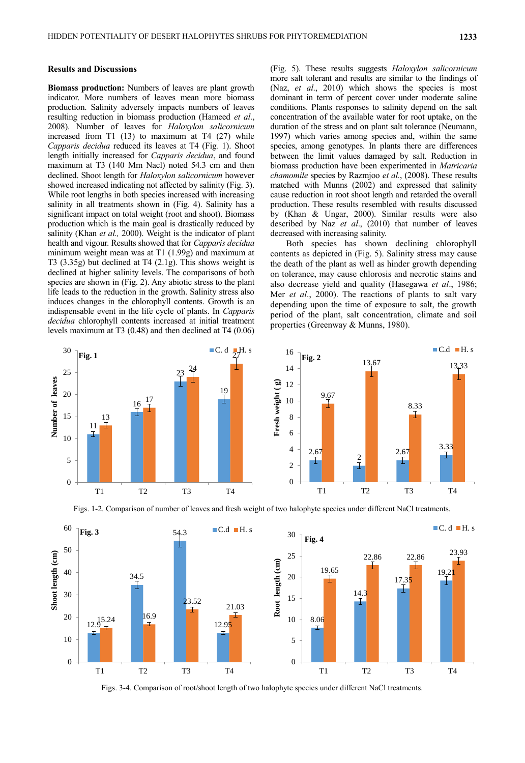## Results and Discussions

**Biomass production:** Numbers of leaves are plant growth indicator. More numbers of leaves mean more biomass production. Salinity adversely impacts numbers of leaves resulting reduction in biomass production (Hameed *et al.*, 2008). Number of leaves for *Haloxylon salicornicum* increased from T1 (13) to maximum at T4 (27) while *Capparis decidua* reduced its leaves at T4 (Fig. 1). Shoot length initially increased for *Capparis decidua*, and found maximum at T3 (140 Mm Nacl) noted 54.3 cm and then declined. Shoot length for *Haloxylon salicornicum* however showed increased indicating not affected by salinity (Fig. 3). While root lengths in both species increased with increasing salinity in all treatments shown in (Fig. 4). Salinity has a significant impact on total weight (root and shoot). Biomass production which is the main goal is drastically reduced by salinity (Khan *et al.,* 2000). Weight is the indicator of plant health and vigour. Results showed that for *Capparis decidua* minimum weight mean was at T1 (1.99g) and maximum at T3 (3.35g) but declined at T4 (2.1g). This shows weight is declined at higher salinity levels. The comparisons of both species are shown in (Fig. 2). Any abiotic stress to the plant life leads to the reduction in the growth. Salinity stress also induces changes in the chlorophyll contents. Growth is an indispensable event in the life cycle of plants. In *Capparis decidua* chlorophyll contents increased at initial treatment levels maximum at T3 (0.48) and then declined at T4 (0.06) (Fig. 5). These results suggests *Haloxylon salicornicum* more salt tolerant and results are similar to the findings of (Naz, *et al.*, 2010) which shows the species is most dominant in term of percent cover under moderate saline conditions. Plants responses to salinity depend on the salt concentration of the available water for root uptake, on the duration of the stress and on plant salt tolerance (Neumann, 1997) which varies among species and, within the same species, among genotypes. In plants there are differences between the limit values damaged by salt. Reduction in biomass production have been experimented in *Matricaria chamomile* species by Razmjoo *et al.*, (2008). These results matched with Munns (2002) and expressed that salinity cause reduction in root shoot length and retarded the overall production. These results resembled with results discussed by (Khan & Ungar, 2000). Similar results were also described by Naz *et al*., (2010) that number of leaves decreased with increasing salinity.

Both species has shown declining chlorophyll contents as depicted in (Fig. 5). Salinity stress may cause the death of the plant as well as hinder growth depending on tolerance, may cause chlorosis and necrotic stains and also decrease yield and quality (Hasegawa *et al*., 1986; Mer *et al*., 2000). The reactions of plants to salt vary depending upon the time of exposure to salt, the growth period of the plant, salt concentration, climate and soil properties (Greenway & Munns, 1980).

Fig. 1
Number of leaves
C. d H. s
11 13 16 17 23 24 19 27
T1 T2 T3 T4

Fig. 2
Fresh weight ( g)
C.d H. s
2.67 9.67 2 13.67 2.67 8.33 3.33 13.33
T1 T2 T3 T4

Figs. 1-2. Comparison of number of leaves and fresh weight of two halophyte species under different NaCl treatments.

Fig. 3
Shoot length (cm)
C.d H. s
12.9 15.24 34.5 16.9 54.3 23.52 12.95 21.03
T1 T2 T3 T4

Fig. 4
Root length (cm)
C. d H. s
8.06 19.65 14.3 22.86 17.35 22.86 19.21 23.93
T1 T2 T3 T4

Figs. 3-4. Comparison of root/shoot length of two halophyte species under different NaCl treatments.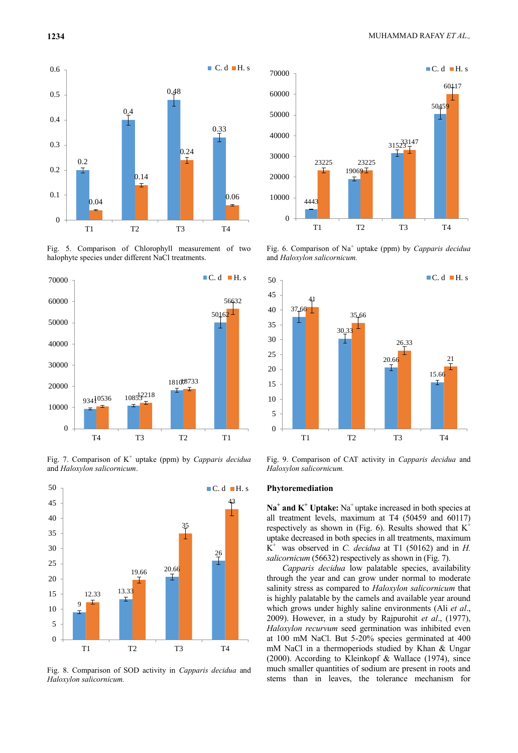0.6
0.5
0.4
0.3
0.2
0.1
0

C. d  H. s

0.2
0.04
0.4
0.14
0.48
0.24
0.33
0.06

T1  T2  T3  T4

Fig. 5. Comparison of Chlorophyll measurement of two halophyte species under different NaCl treatments.

70000
60000
50000
40000
30000
20000
10000
0

C. d  H. s

4443
23225
19069
23225
31523
33147
50459
60117

T1  T2  T3  T4

Fig. 6. Comparison of $Na^{+}$ uptake (ppm) by *Capparis decidua* and *Haloxylon salicornicum.*

70000
60000
50000
40000
30000
20000
10000
0

C. d  H. s

9341
10536
10853
12218
18107
18733
50162
56632

T4  T3  T2  T1

Fig. 7. Comparison of $K^{+}$ uptake (ppm) by *Capparis decidua* and *Haloxylon salicornicum*.

50
45
40
35
30
25
20
15
10
5
0

C. d  H. s

37.66
41
30.33
35.66
20.66
26.33
15.66
21

T1  T2  T3  T4

Fig. 9. Comparison of CAT activity in *Capparis decidua* and *Haloxylon salicornicum.*

50
45
40
35
30
25
20
15
10
5
0

C. d  H. s

9
12.33
13.33
19.66
20.66
35
26
43

T1  T2  T3  T4

Fig. 8. Comparison of SOD activity in *Capparis decidua* and *Haloxylon salicornicum.*

### Phytoremediation

**$Na^{+}$ and $K^{+}$ Uptake:** $Na^{+}$ uptake increased in both species at all treatment levels, maximum at T4 (50459 and 60117) respectively as shown in (Fig. 6). Results showed that $K^{+}$ uptake decreased in both species in all treatments, maximum $K^{+}$ was observed in *C. decidua* at T1 (50162) and in *H. salicornicum* (56632) respectively as shown in (Fig. 7).

*Capparis decidua* low palatable species, availability through the year and can grow under normal to moderate salinity stress as compared to *Haloxylon salicornicum* that is highly palatable by the camels and available year around which grows under highly saline environments (Ali *et al.*, 2009). However, in a study by Rajpurohit *et al.*, (1977), *Haloxylon recurvum* seed germination was inhibited even at 100 mM NaCl. But 5-20% species germinated at 400 mM NaCl in a thermoperiods studied by Khan & Ungar (2000). According to Kleinkopf & Wallace (1974), since much smaller quantities of sodium are present in roots and stems than in leaves, the tolerance mechanism for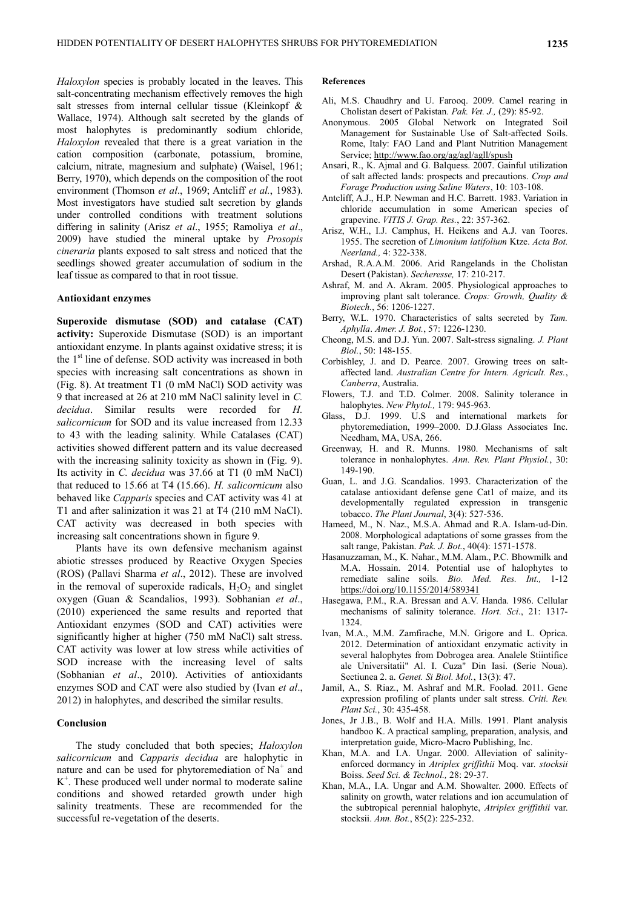*Haloxylon* species is probably located in the leaves. This salt-concentrating mechanism effectively removes the high salt stresses from internal cellular tissue (Kleinkopf & Wallace, 1974). Although salt secreted by the glands of most halophytes is predominantly sodium chloride, *Haloxylon* revealed that there is a great variation in the cation composition (carbonate, potassium, bromine, calcium, nitrate, magnesium and sulphate) (Waisel, 1961; Berry, 1970), which depends on the composition of the root environment (Thomson *et al*., 1969; Antcliff *et al.*, 1983). Most investigators have studied salt secretion by glands under controlled conditions with treatment solutions differing in salinity (Arisz *et al*., 1955; Ramoliya *et al*., 2009) have studied the mineral uptake by *Prosopis cineraria* plants exposed to salt stress and noticed that the seedlings showed greater accumulation of sodium in the leaf tissue as compared to that in root tissue.

### Antioxidant enzymes

**Superoxide dismutase (SOD) and catalase (CAT) activity:** Superoxide Dismutase (SOD) is an important antioxidant enzyme. In plants against oxidative stress; it is the 1st line of defense. SOD activity was increased in both species with increasing salt concentrations as shown in (Fig. 8). At treatment T1 (0 mM NaCl) SOD activity was 9 that increased at 26 at 210 mM NaCl salinity level in *C. decidua*. Similar results were recorded for *H. salicornicum* for SOD and its value increased from 12.33 to 43 with the leading salinity. While Catalases (CAT) activities showed different pattern and its value decreased with the increasing salinity toxicity as shown in (Fig. 9). Its activity in *C. decidua* was 37.66 at T1 (0 mM NaCl) that reduced to 15.66 at T4 (15.66). *H. salicornicum* also behaved like *Capparis* species and CAT activity was 41 at T1 and after salinization it was 21 at T4 (210 mM NaCl). CAT activity was decreased in both species with increasing salt concentrations shown in figure 9.

Plants have its own defensive mechanism against abiotic stresses produced by Reactive Oxygen Species (ROS) (Pallavi Sharma *et al*., 2012). These are involved in the removal of superoxide radicals, $H_2O_2$ and singlet oxygen (Guan & Scandalios, 1993). Sobhanian *et al*., (2010) experienced the same results and reported that Antioxidant enzymes (SOD and CAT) activities were significantly higher at higher (750 mM NaCl) salt stress. CAT activity was lower at low stress while activities of SOD increase with the increasing level of salts (Sobhanian *et al*., 2010). Activities of antioxidants enzymes SOD and CAT were also studied by (Ivan *et al*., 2012) in halophytes, and described the similar results.

### Conclusion

The study concluded that both species; *Haloxylon salicornicum* and *Capparis decidua* are halophytic in nature and can be used for phytoremediation of $Na^+$ and $K^+$. These produced well under normal to moderate saline conditions and showed retarded growth under high salinity treatments. These are recommended for the successful re-vegetation of the deserts.

### References

Ali, M.S. Chaudhry and U. Farooq. 2009. Camel rearing in Cholistan desert of Pakistan. *Pak. Vet. J.,* (29): 85-92.

Anonymous. 2005 Global Network on Integrated Soil Management for Sustainable Use of Salt-affected Soils. Rome, Italy: FAO Land and Plant Nutrition Management Service; http://www.fao.org/ag/agl/agll/spush

Ansari, R., K. Ajmal and G. Balquess. 2007. Gainful utilization of salt affected lands: prospects and precautions. *Crop and Forage Production using Saline Waters*, 10: 103-108.

Antcliff, A.J., H.P. Newman and H.C. Barrett. 1983. Variation in chloride accumulation in some American species of grapevine. *VITIS J. Grap. Res.*, 22: 357-362.

Arisz, W.H., I.J. Camphus, H. Heikens and A.J. van Toores. 1955. The secretion of *Limonium latifolium* Ktze. *Acta Bot. Neerland.,* 4: 322-338.

Arshad, R.A.A.M. 2006. Arid Rangelands in the Cholistan Desert (Pakistan). *Secheresse,* 17: 210-217.

Ashraf, M. and A. Akram. 2005. Physiological approaches to improving plant salt tolerance. *Crops: Growth, Quality & Biotech.*, 56: 1206-1227.

Berry, W.L. 1970. Characteristics of salts secreted by *Tam. Aphylla*. *Amer. J. Bot.*, 57: 1226-1230.

Cheong, M.S. and D.J. Yun. 2007. Salt-stress signaling. *J. Plant Biol.*, 50: 148-155.

Corbishley, J. and D. Pearce. 2007. Growing trees on salt-affected land. *Australian Centre for Intern. Agricult. Res.*, *Canberra*, Australia.

Flowers, T.J. and T.D. Colmer. 2008. Salinity tolerance in halophytes. *New Phytol.,* 179: 945-963.

Glass, D.J. 1999. U.S and international markets for phytoremediation, 1999–2000. D.J.Glass Associates Inc. Needham, MA, USA, 266.

Greenway, H. and R. Munns. 1980. Mechanisms of salt tolerance in nonhalophytes. *Ann. Rev. Plant Physiol.*, 30: 149-190.

Guan, L. and J.G. Scandalios. 1993. Characterization of the catalase antioxidant defense gene Cat1 of maize, and its developmentally regulated expression in transgenic tobacco. *The Plant Journal*, 3(4): 527-536.

Hameed, M., N. Naz., M.S.A. Ahmad and R.A. Islam-ud-Din. 2008. Morphological adaptations of some grasses from the salt range, Pakistan. *Pak. J. Bot.*, 40(4): 1571-1578.

Hasanuzzaman, M., K. Nahar., M.M. Alam., P.C. Bhowmilk and M.A. Hossain. 2014. Potential use of halophytes to remediate saline soils. *Bio. Med. Res. Int.,* 1-12 https://doi.org/10.1155/2014/589341

Hasegawa, P.M., R.A. Bressan and A.V. Handa. 1986. Cellular mechanisms of salinity tolerance. *Hort. Sci*., 21: 1317-1324.

Ivan, M.A., M.M. Zamfirache, M.N. Grigore and L. Oprica. 2012. Determination of antioxidant enzymatic activity in several halophytes from Dobrogea area. Analele Stiintifice ale Universitatii" Al. I. Cuza" Din Iasi. (Serie Noua). Sectiunea 2. a. *Genet. Si Biol. Mol.*, 13(3): 47.

Jamil, A., S. Riaz., M. Ashraf and M.R. Foolad. 2011. Gene expression profiling of plants under salt stress. *Criti. Rev. Plant Sci.*, 30: 435-458.

Jones, Jr J.B., B. Wolf and H.A. Mills. 1991. Plant analysis handboo K. A practical sampling, preparation, analysis, and interpretation guide, Micro-Macro Publishing, Inc.

Khan, M.A. and I.A. Ungar. 2000. Alleviation of salinity-enforced dormancy in *Atriplex griffithii* Moq. var. *stocksii* Boiss. *Seed Sci. & Technol.,* 28: 29-37.

Khan, M.A., I.A. Ungar and A.M. Showalter. 2000. Effects of salinity on growth, water relations and ion accumulation of the subtropical perennial halophyte, *Atriplex griffithii* var. stocksii. *Ann. Bot.*, 85(2): 225-232.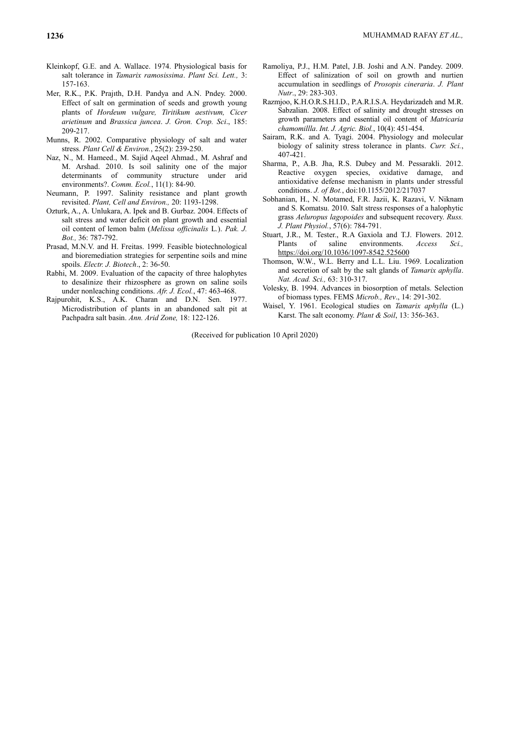Kleinkopf, G.E. and A. Wallace. 1974. Physiological basis for salt tolerance in *Tamarix ramosissima*. *Plant Sci. Lett.,* 3: 157-163.

Mer, R.K., P.K. Prajıth, D.H. Pandya and A.N. Pndey. 2000. Effect of salt on germination of seeds and growth young plants of *Hordeum vulgare, Tiritikum aestivum, Cicer arietinum* and *Brassica juncea*. *J. Gron. Crop. Sci*., 185: 209-217.

Munns, R. 2002. Comparative physiology of salt and water stress. *Plant Cell & Environ.*, 25(2): 239-250.

Naz, N., M. Hameed., M. Sajid Aqeel Ahmad., M. Ashraf and M. Arshad. 2010. Is soil salinity one of the major determinants of community structure under arid environments?. *Comm. Ecol.*, 11(1): 84-90.

Neumann, P. 1997. Salinity resistance and plant growth revisited. *Plant, Cell and Environ.,* 20: 1193-1298.

Ozturk, A., A. Unlukara, A. Ipek and B. Gurbaz. 2004. Effects of salt stress and water deficit on plant growth and essential oil content of lemon balm (*Melissa officinalis* L.). *Pak. J. Bot.,* 36: 787-792.

Prasad, M.N.V. and H. Freitas. 1999. Feasible biotechnological and bioremediation strategies for serpentine soils and mine spoils. *Electr. J. Biotech*., 2: 36-50.

Rabhi, M. 2009. Evaluation of the capacity of three halophytes to desalinize their rhizosphere as grown on saline soils under nonleaching conditions. *Afr. J. Ecol.*, 47: 463-468.

Rajpurohit, K.S., A.K. Charan and D.N. Sen. 1977. Microdistribution of plants in an abandoned salt pit at Pachpadra salt basin. *Ann. Arid Zone,* 18: 122-126.

Ramoliya, P.J., H.M. Patel, J.B. Joshi and A.N. Pandey. 2009. Effect of salinization of soil on growth and nurtien accumulation in seedlings of *Prosopis cineraria*. *J. Plant Nutr*., 29: 283-303.

Razmjoo, K.H.O.R.S.H.I.D., P.A.R.I.S.A. Heydarizadeh and M.R. Sabzalian. 2008. Effect of salinity and drought stresses on growth parameters and essential oil content of *Matricaria chamomillla*. *Int. J. Agric. Biol.*, 10(4): 451-454.

Sairam, R.K. and A. Tyagi. 2004. Physiology and molecular biology of salinity stress tolerance in plants. *Curr. Sci.*, 407-421.

Sharma, P., A.B. Jha, R.S. Dubey and M. Pessarakli. 2012. Reactive oxygen species, oxidative damage, and antioxidative defense mechanism in plants under stressful conditions. *J. of Bot.*, doi:10.1155/2012/217037

Sobhanian, H., N. Motamed, F.R. Jazii, K. Razavi, V. Niknam and S. Komatsu. 2010. Salt stress responses of a halophytic grass *Aeluropus lagopoides* and subsequent recovery. *Russ. J. Plant Physiol.*, 57(6): 784-791.

Stuart, J.R., M. Tester., R.A Gaxiola and T.J. Flowers. 2012. Plants of saline environments. *Access Sci.,* https://doi.org/10.1036/1097-8542.525600

Thomson, W.W., W.L. Berry and L.L. Liu. 1969. Localization and secretion of salt by the salt glands of *Tamarix aphylla*. *Nat. Acad. Sci.,* 63: 310-317.

Volesky, B. 1994. Advances in biosorption of metals. Selection of biomass types. FEMS *Microb., Rev*., 14: 291-302.

Waisel, Y. 1961. Ecological studies on *Tamarix aphylla* (L.) Karst. The salt economy. *Plant & Soil*, 13: 356-363.

(Received for publication 10 April 2020)